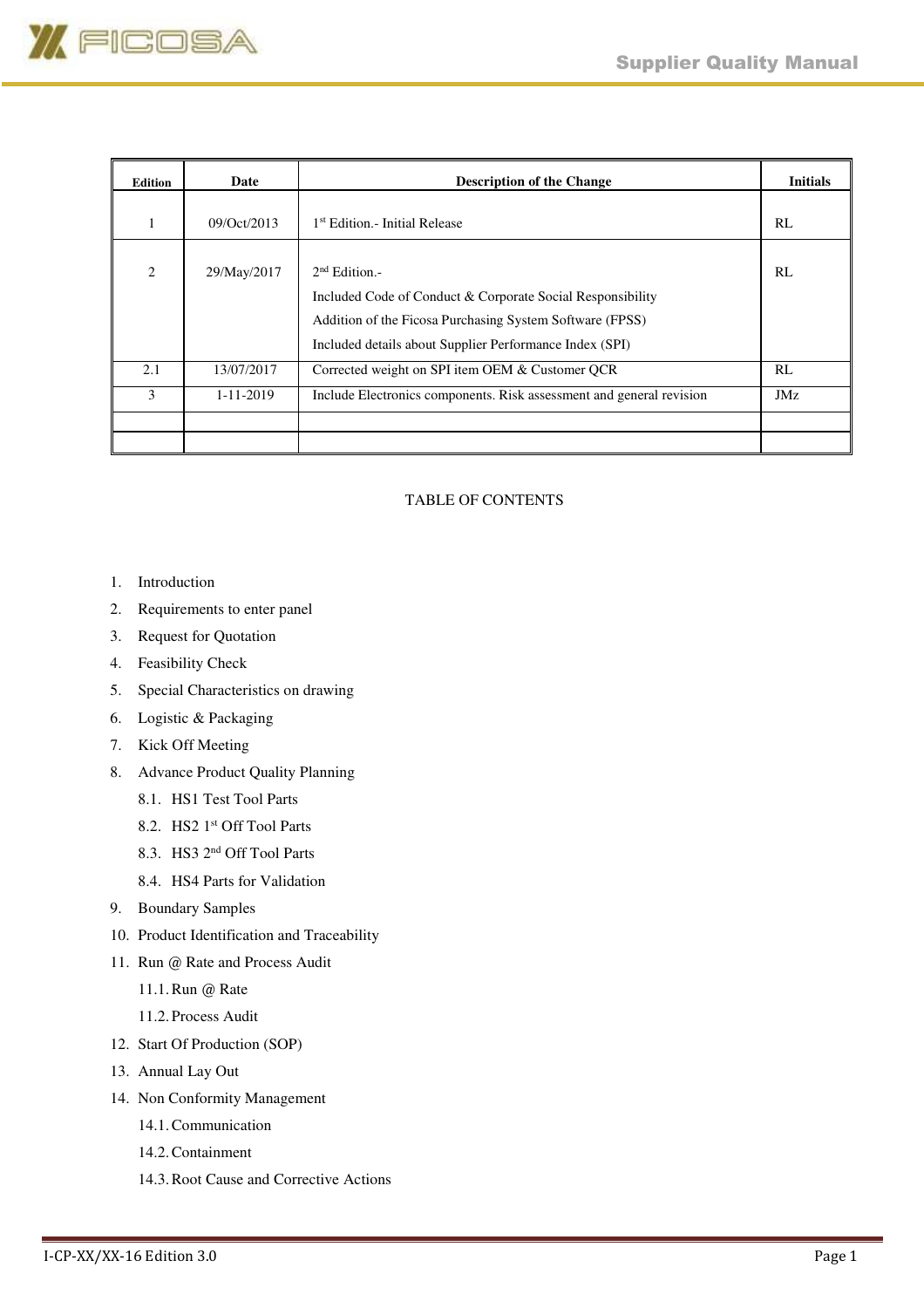| Edition | Date | Description of the Change | Initials |
|---|---|---|---|
| 1 | 09/Oct/2013 | 1st Edition.- Initial Release | RL |
| 2 | 29/May/2017 | 2nd Edition.-<br>Included Code of Conduct & Corporate Social Responsibility<br>Addition of the Ficosa Purchasing System Software (FPSS)<br>Included details about Supplier Performance Index (SPI) | RL |
| 2.1 | 13/07/2017 | Corrected weight on SPI item OEM & Customer QCR | RL |
| 3 | 1-11-2019 | Include Electronics components. Risk assessment and general revision | JMz |
| | | | |
| | | | |

TABLE OF CONTENTS

1. Introduction
2. Requirements to enter panel
3. Request for Quotation
4. Feasibility Check
5. Special Characteristics on drawing
6. Logistic & Packaging
7. Kick Off Meeting
8. Advance Product Quality Planning
   - 8.1. HS1 Test Tool Parts
   - 8.2. HS2 1st Off Tool Parts
   - 8.3. HS3 2nd Off Tool Parts
   - 8.4. HS4 Parts for Validation
9. Boundary Samples
10. Product Identification and Traceability
11. Run @ Rate and Process Audit
    - 11.1. Run @ Rate
    - 11.2. Process Audit
12. Start Of Production (SOP)
13. Annual Lay Out
14. Non Conformity Management
    - 14.1. Communication
    - 14.2. Containment
    - 14.3. Root Cause and Corrective Actions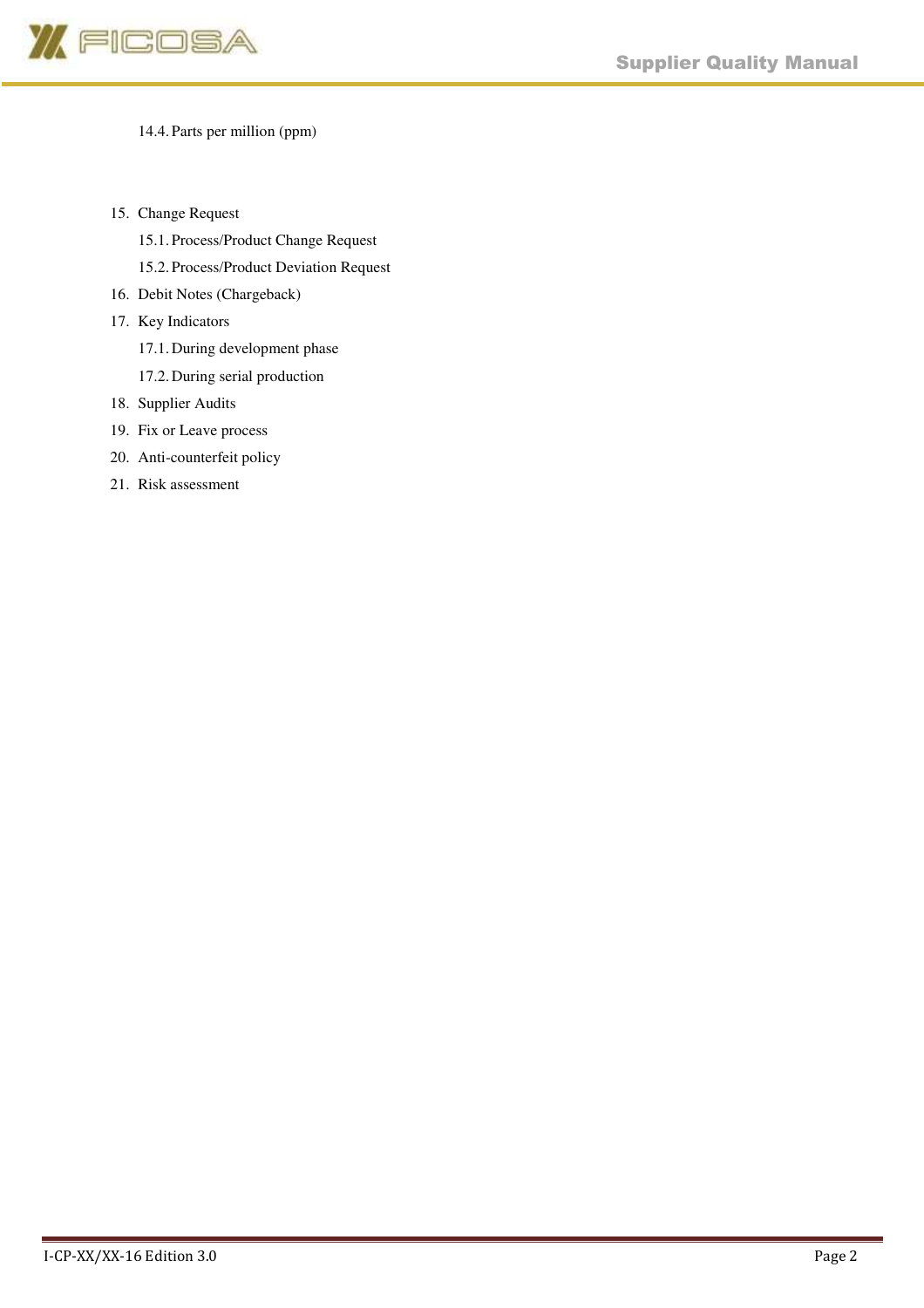14.4. Parts per million (ppm)

15. Change Request
    15.1. Process/Product Change Request
    15.2. Process/Product Deviation Request
16. Debit Notes (Chargeback)
17. Key Indicators
    17.1. During development phase
    17.2. During serial production
18. Supplier Audits
19. Fix or Leave process
20. Anti-counterfeit policy
21. Risk assessment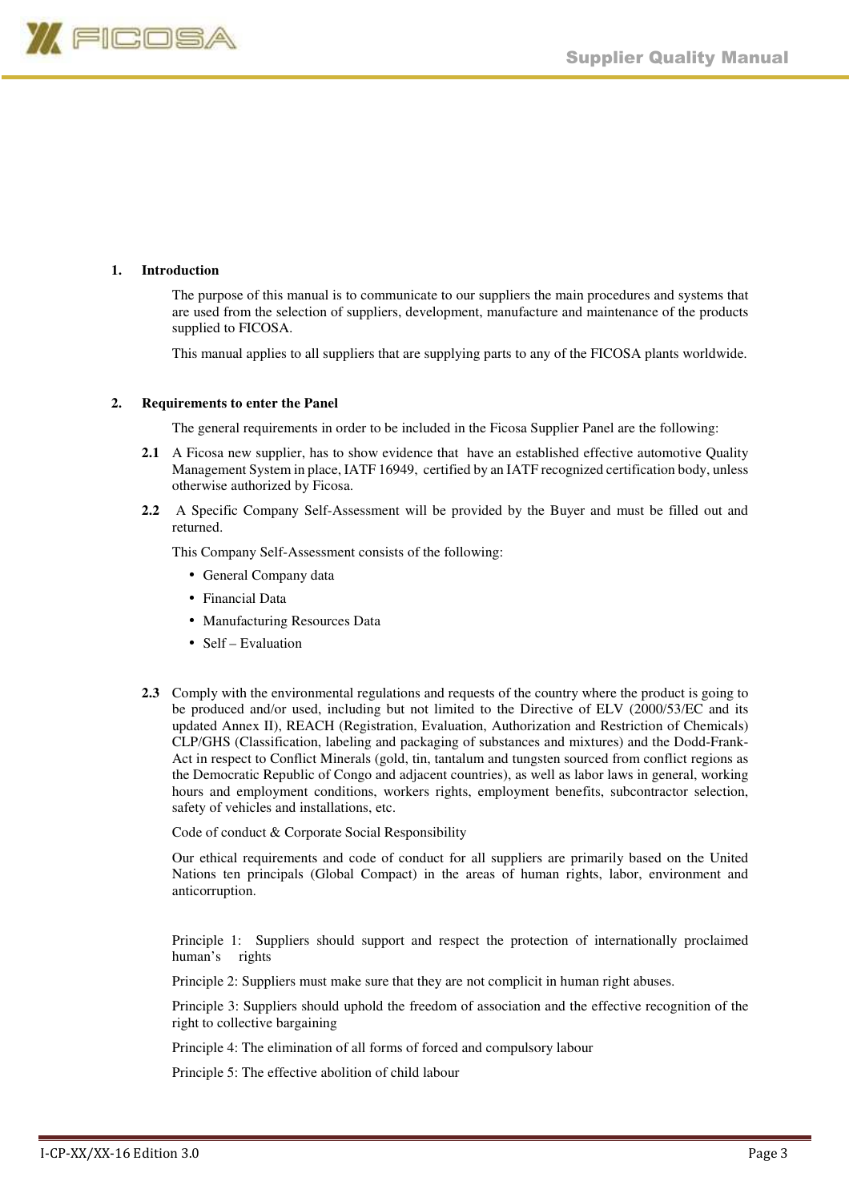## 1. Introduction

The purpose of this manual is to communicate to our suppliers the main procedures and systems that are used from the selection of suppliers, development, manufacture and maintenance of the products supplied to FICOSA.

This manual applies to all suppliers that are supplying parts to any of the FICOSA plants worldwide.

## 2. Requirements to enter the Panel

The general requirements in order to be included in the Ficosa Supplier Panel are the following:

**2.1** A Ficosa new supplier, has to show evidence that have an established effective automotive Quality Management System in place, IATF 16949, certified by an IATF recognized certification body, unless otherwise authorized by Ficosa.

**2.2** A Specific Company Self-Assessment will be provided by the Buyer and must be filled out and returned.

This Company Self-Assessment consists of the following:

- General Company data
- Financial Data
- Manufacturing Resources Data
- Self – Evaluation

**2.3** Comply with the environmental regulations and requests of the country where the product is going to be produced and/or used, including but not limited to the Directive of ELV (2000/53/EC and its updated Annex II), REACH (Registration, Evaluation, Authorization and Restriction of Chemicals) CLP/GHS (Classification, labeling and packaging of substances and mixtures) and the Dodd-Frank-Act in respect to Conflict Minerals (gold, tin, tantalum and tungsten sourced from conflict regions as the Democratic Republic of Congo and adjacent countries), as well as labor laws in general, working hours and employment conditions, workers rights, employment benefits, subcontractor selection, safety of vehicles and installations, etc.

Code of conduct & Corporate Social Responsibility

Our ethical requirements and code of conduct for all suppliers are primarily based on the United Nations ten principals (Global Compact) in the areas of human rights, labor, environment and anticorruption.

Principle 1: Suppliers should support and respect the protection of internationally proclaimed human's rights

Principle 2: Suppliers must make sure that they are not complicit in human right abuses.

Principle 3: Suppliers should uphold the freedom of association and the effective recognition of the right to collective bargaining

Principle 4: The elimination of all forms of forced and compulsory labour

Principle 5: The effective abolition of child labour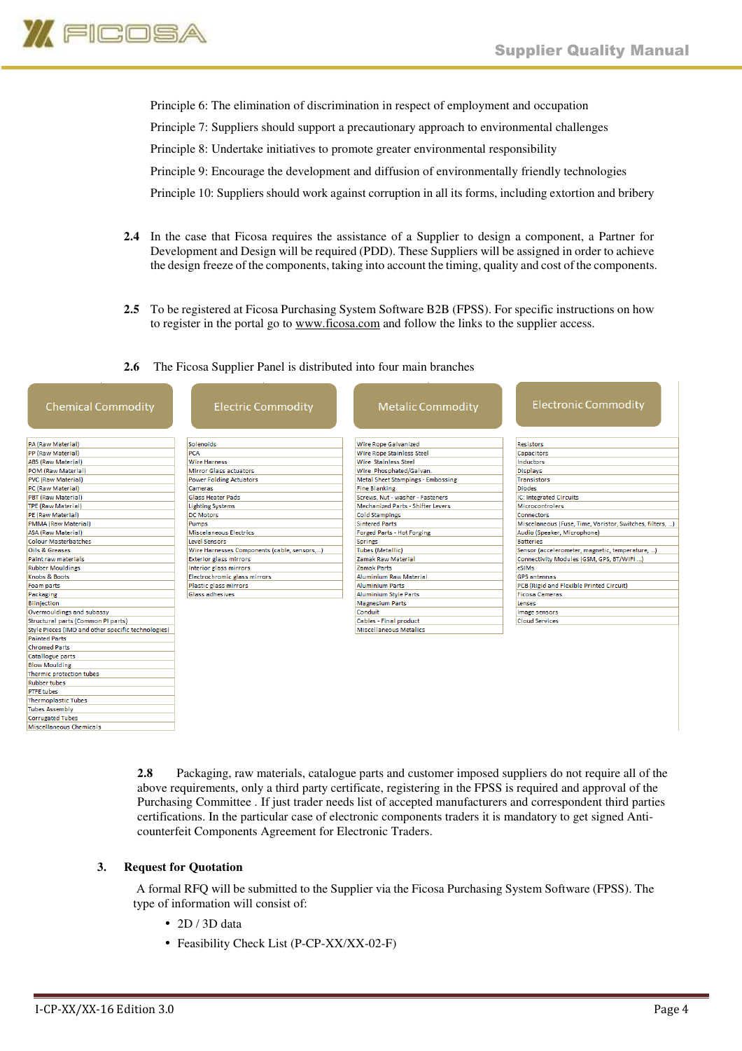Principle 6: The elimination of discrimination in respect of employment and occupation

Principle 7: Suppliers should support a precautionary approach to environmental challenges

Principle 8: Undertake initiatives to promote greater environmental responsibility

Principle 9: Encourage the development and diffusion of environmentally friendly technologies

Principle 10: Suppliers should work against corruption in all its forms, including extortion and bribery

**2.4** In the case that Ficosa requires the assistance of a Supplier to design a component, a Partner for Development and Design will be required (PDD). These Suppliers will be assigned in order to achieve the design freeze of the components, taking into account the timing, quality and cost of the components.

**2.5** To be registered at Ficosa Purchasing System Software B2B (FPSS). For specific instructions on how to register in the portal go to www.ficosa.com and follow the links to the supplier access.

**2.6** The Ficosa Supplier Panel is distributed into four main branches

| Chemical Commodity | Electric Commodity | Metalic Commodity | Electronic Commodity |
|---|---|---|---|
| PA (Raw Material) | Solenoids | Wire Rope Galvanized | Resistors |
| PP (Raw Material) | PCA | Wire Rope Stainless Steel | Capacitors |
| ABS (Raw Material) | Wire Harness | Wire Stainless Steel | Inductors |
| POM (Raw Material) | Mirror Glass actuators | Wire Phosphated/Galvan. | Displays |
| PVC (Raw Material) | Power Folding Actuators | Metal Sheet Stampings - Embossing | Transistors |
| PC (Raw Material) | Cameras | Fine Blanking | Diodes |
| PBT (Raw Material) | Glass Heater Pads | Screws, Nut - washer - Fasteners | IC: Integrated Circuits |
| TPE (Raw Material) | Lighting Systems | Mechanized Parts - Shifter Levers | Microcontrolers |
| PE (Raw Material) | DC Motors | Cold Stampings | Connectors |
| PMMA (Raw Material) | Pumps | Sintered Parts | Miscelaneous (Fuse, Time, Varistor, Switches, filters, ...) |
| ASA (Raw Material) | Miscelaneous Electrics | Forged Parts - Hot Forging | Audio (Speaker, Microphone) |
| Colour Masterbatches | Level Sensors | Springs | Batteries |
| Oils & Greases | Wire Harnesses Components (cable, sensors,...) | Tubes (Metallic) | Sensor (accelerometer, magnetic, temperature, ...) |
| Paint raw materials | Exterior glass mirrors | Zamak Raw Material | Connectivity Modules (GSM, GPS, BT/WIFI ...) |
| Rubber Mouldings | Interior glass mirrors | Zamak Parts | eSIMs |
| Knobs & Boots | Electrochromic glass mirrors | Aluminium Raw Material | GPS antennas |
| Foam parts | Plastic glass mirrors | Aluminium Parts | PCB (Rigid and Flexible Printed Circuit) |
| Packaging | Glass adhesives | Aluminium Style Parts | Ficosa Cameras |
| Biinjection | | Magnesium Parts | Lenses |
| Overmouldings and subassy | | Conduit | Image sensors |
| Structural parts (Common Pl parts) | | Cables - Final product | Cloud Services |
| Style Pieces (IMD and other specific technologies) | | Miscellaneous Metalics | |
| Painted Parts | | | |
| Chromed Parts | | | |
| Catallogue parts | | | |
| Blow Moulding | | | |
| Thermic protection tubes | | | |
| Rubber tubes | | | |
| PTFE tubes | | | |
| Thermoplastic Tubes | | | |
| Tubes Assembly | | | |
| Corrugated Tubes | | | |
| Miscellaneous Chemicals | | | |

**2.8** Packaging, raw materials, catalogue parts and customer imposed suppliers do not require all of the above requirements, only a third party certificate, registering in the FPSS is required and approval of the Purchasing Committee . If just trader needs list of accepted manufacturers and correspondent third parties certifications. In the particular case of electronic components traders it is mandatory to get signed Anti-counterfeit Components Agreement for Electronic Traders.

## 3. Request for Quotation

A formal RFQ will be submitted to the Supplier via the Ficosa Purchasing System Software (FPSS). The type of information will consist of:

- 2D / 3D data
- Feasibility Check List (P-CP-XX/XX-02-F)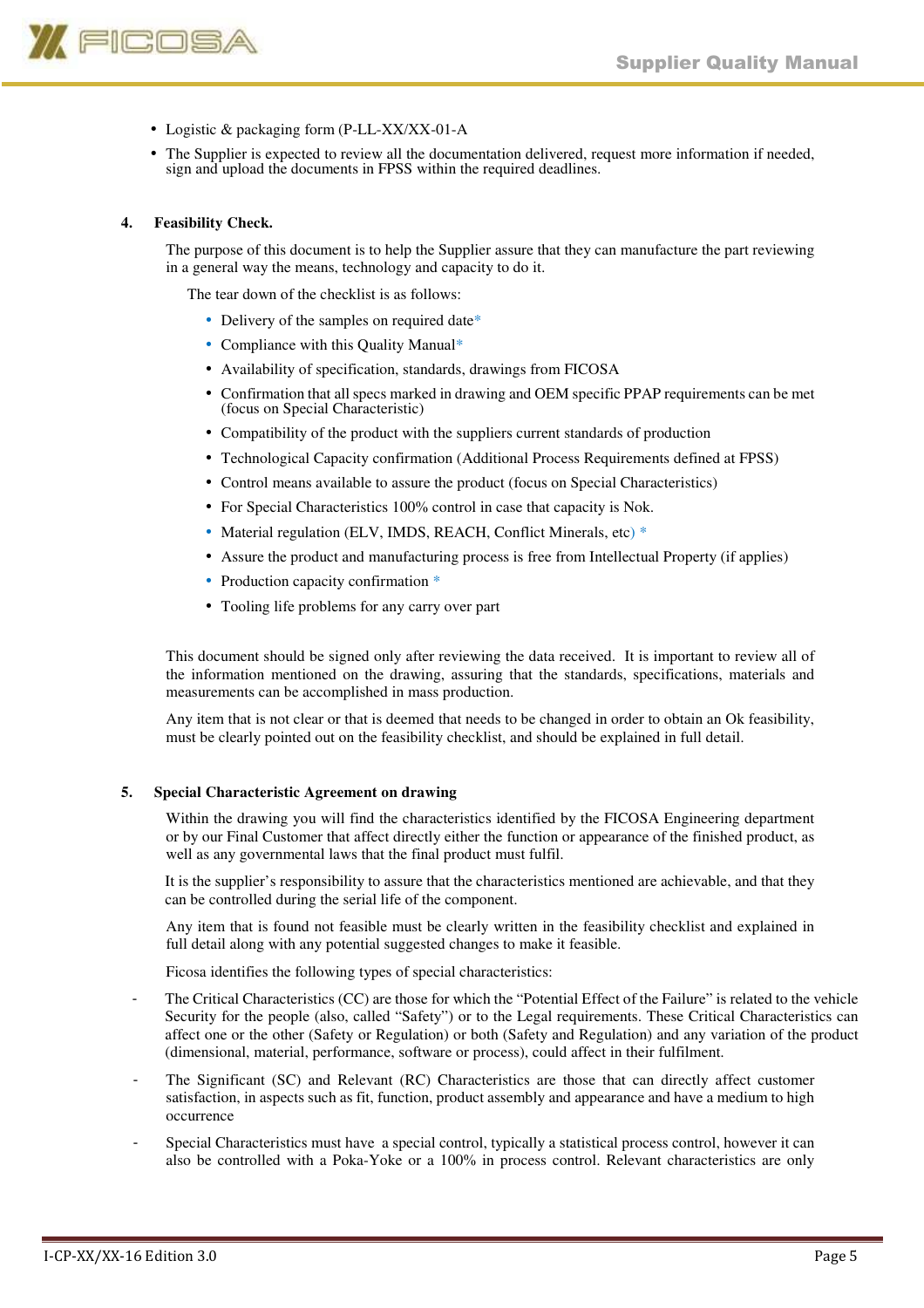- Logistic & packaging form (P-LL-XX/XX-01-A
- The Supplier is expected to review all the documentation delivered, request more information if needed, sign and upload the documents in FPSS within the required deadlines.

## 4. Feasibility Check.

The purpose of this document is to help the Supplier assure that they can manufacture the part reviewing in a general way the means, technology and capacity to do it.

The tear down of the checklist is as follows:

- Delivery of the samples on required date*
- Compliance with this Quality Manual*
- Availability of specification, standards, drawings from FICOSA
- Confirmation that all specs marked in drawing and OEM specific PPAP requirements can be met (focus on Special Characteristic)
- Compatibility of the product with the suppliers current standards of production
- Technological Capacity confirmation (Additional Process Requirements defined at FPSS)
- Control means available to assure the product (focus on Special Characteristics)
- For Special Characteristics 100% control in case that capacity is Nok.
- Material regulation (ELV, IMDS, REACH, Conflict Minerals, etc) *
- Assure the product and manufacturing process is free from Intellectual Property (if applies)
- Production capacity confirmation *
- Tooling life problems for any carry over part

This document should be signed only after reviewing the data received. It is important to review all of the information mentioned on the drawing, assuring that the standards, specifications, materials and measurements can be accomplished in mass production.

Any item that is not clear or that is deemed that needs to be changed in order to obtain an Ok feasibility, must be clearly pointed out on the feasibility checklist, and should be explained in full detail.

## 5. Special Characteristic Agreement on drawing

Within the drawing you will find the characteristics identified by the FICOSA Engineering department or by our Final Customer that affect directly either the function or appearance of the finished product, as well as any governmental laws that the final product must fulfil.

It is the supplier's responsibility to assure that the characteristics mentioned are achievable, and that they can be controlled during the serial life of the component.

Any item that is found not feasible must be clearly written in the feasibility checklist and explained in full detail along with any potential suggested changes to make it feasible.

Ficosa identifies the following types of special characteristics:

- The Critical Characteristics (CC) are those for which the "Potential Effect of the Failure" is related to the vehicle Security for the people (also, called "Safety") or to the Legal requirements. These Critical Characteristics can affect one or the other (Safety or Regulation) or both (Safety and Regulation) and any variation of the product (dimensional, material, performance, software or process), could affect in their fulfilment.
- The Significant (SC) and Relevant (RC) Characteristics are those that can directly affect customer satisfaction, in aspects such as fit, function, product assembly and appearance and have a medium to high occurrence
- Special Characteristics must have a special control, typically a statistical process control, however it can also be controlled with a Poka-Yoke or a 100% in process control. Relevant characteristics are only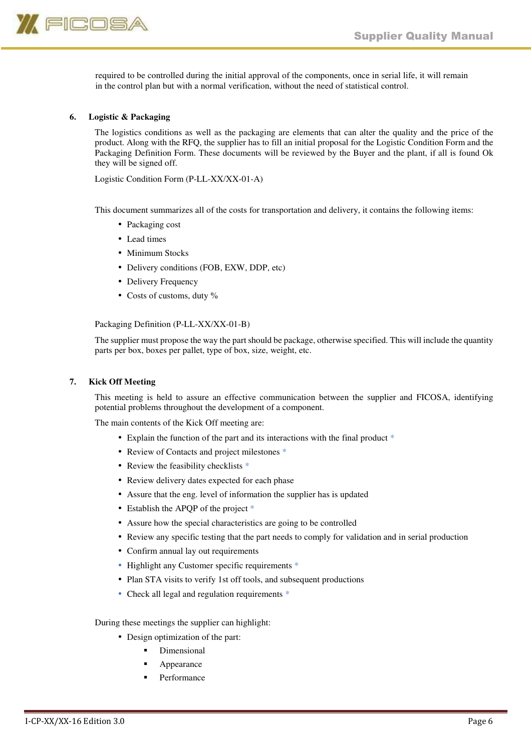required to be controlled during the initial approval of the components, once in serial life, it will remain in the control plan but with a normal verification, without the need of statistical control.

## 6. Logistic & Packaging

The logistics conditions as well as the packaging are elements that can alter the quality and the price of the product. Along with the RFQ, the supplier has to fill an initial proposal for the Logistic Condition Form and the Packaging Definition Form. These documents will be reviewed by the Buyer and the plant, if all is found Ok they will be signed off.

Logistic Condition Form (P-LL-XX/XX-01-A)

This document summarizes all of the costs for transportation and delivery, it contains the following items:

- Packaging cost
- Lead times
- Minimum Stocks
- Delivery conditions (FOB, EXW, DDP, etc)
- Delivery Frequency
- Costs of customs, duty %

Packaging Definition (P-LL-XX/XX-01-B)

The supplier must propose the way the part should be package, otherwise specified. This will include the quantity parts per box, boxes per pallet, type of box, size, weight, etc.

## 7. Kick Off Meeting

This meeting is held to assure an effective communication between the supplier and FICOSA, identifying potential problems throughout the development of a component.

The main contents of the Kick Off meeting are:

- Explain the function of the part and its interactions with the final product *
- Review of Contacts and project milestones *
- Review the feasibility checklists *
- Review delivery dates expected for each phase
- Assure that the eng. level of information the supplier has is updated
- Establish the APQP of the project *
- Assure how the special characteristics are going to be controlled
- Review any specific testing that the part needs to comply for validation and in serial production
- Confirm annual lay out requirements
- Highlight any Customer specific requirements *
- Plan STA visits to verify 1st off tools, and subsequent productions
- Check all legal and regulation requirements *

During these meetings the supplier can highlight:

- Design optimization of the part:
  - Dimensional
  - Appearance
  - Performance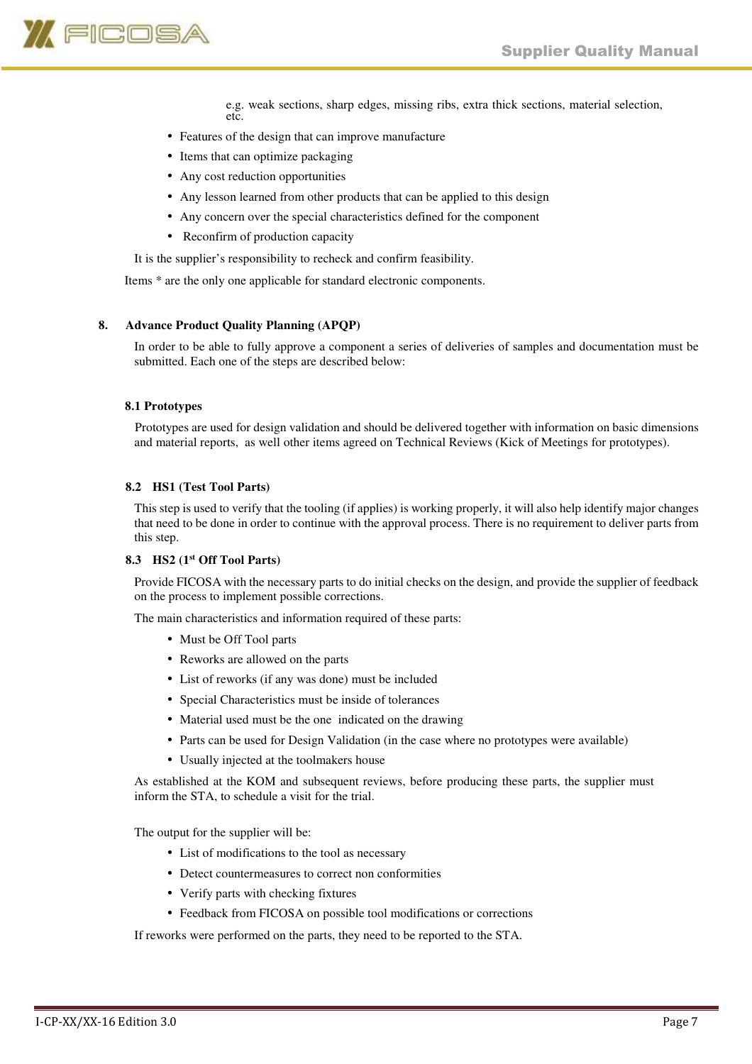e.g. weak sections, sharp edges, missing ribs, extra thick sections, material selection, etc.

- Features of the design that can improve manufacture
- Items that can optimize packaging
- Any cost reduction opportunities
- Any lesson learned from other products that can be applied to this design
- Any concern over the special characteristics defined for the component
- Reconfirm of production capacity

It is the supplier's responsibility to recheck and confirm feasibility.

Items * are the only one applicable for standard electronic components.

## 8. Advance Product Quality Planning (APQP)

In order to be able to fully approve a component a series of deliveries of samples and documentation must be submitted. Each one of the steps are described below:

### 8.1 Prototypes

Prototypes are used for design validation and should be delivered together with information on basic dimensions and material reports, as well other items agreed on Technical Reviews (Kick of Meetings for prototypes).

### 8.2 HS1 (Test Tool Parts)

This step is used to verify that the tooling (if applies) is working properly, it will also help identify major changes that need to be done in order to continue with the approval process. There is no requirement to deliver parts from this step.

### 8.3 HS2 (1st Off Tool Parts)

Provide FICOSA with the necessary parts to do initial checks on the design, and provide the supplier of feedback on the process to implement possible corrections.

The main characteristics and information required of these parts:

- Must be Off Tool parts
- Reworks are allowed on the parts
- List of reworks (if any was done) must be included
- Special Characteristics must be inside of tolerances
- Material used must be the one indicated on the drawing
- Parts can be used for Design Validation (in the case where no prototypes were available)
- Usually injected at the toolmakers house

As established at the KOM and subsequent reviews, before producing these parts, the supplier must inform the STA, to schedule a visit for the trial.

The output for the supplier will be:

- List of modifications to the tool as necessary
- Detect countermeasures to correct non conformities
- Verify parts with checking fixtures
- Feedback from FICOSA on possible tool modifications or corrections

If reworks were performed on the parts, they need to be reported to the STA.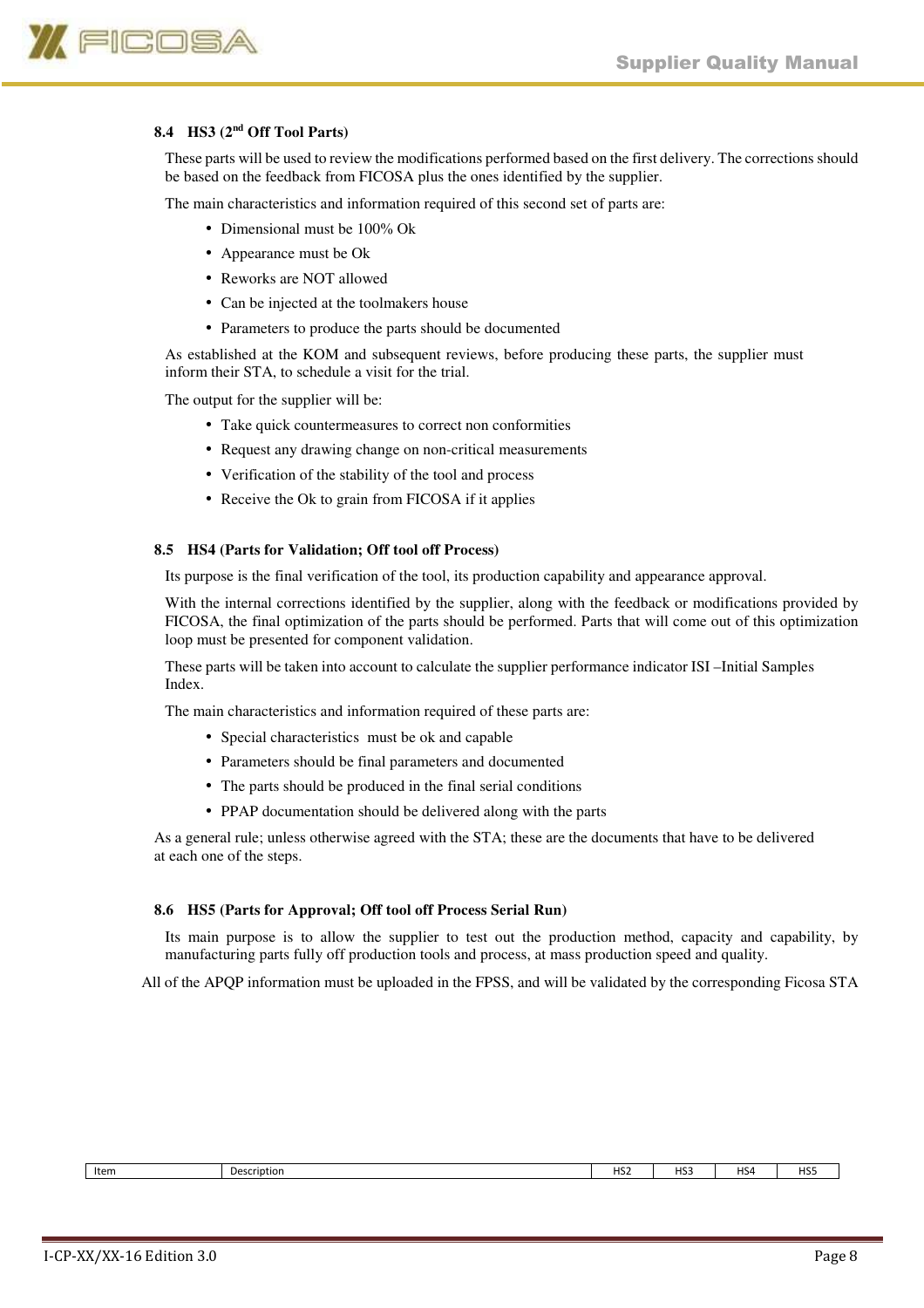### 8.4 HS3 (2nd Off Tool Parts)

These parts will be used to review the modifications performed based on the first delivery. The corrections should be based on the feedback from FICOSA plus the ones identified by the supplier.

The main characteristics and information required of this second set of parts are:

- Dimensional must be 100% Ok
- Appearance must be Ok
- Reworks are NOT allowed
- Can be injected at the toolmakers house
- Parameters to produce the parts should be documented

As established at the KOM and subsequent reviews, before producing these parts, the supplier must inform their STA, to schedule a visit for the trial.

The output for the supplier will be:

- Take quick countermeasures to correct non conformities
- Request any drawing change on non-critical measurements
- Verification of the stability of the tool and process
- Receive the Ok to grain from FICOSA if it applies

### 8.5 HS4 (Parts for Validation; Off tool off Process)

Its purpose is the final verification of the tool, its production capability and appearance approval.

With the internal corrections identified by the supplier, along with the feedback or modifications provided by FICOSA, the final optimization of the parts should be performed. Parts that will come out of this optimization loop must be presented for component validation.

These parts will be taken into account to calculate the supplier performance indicator ISI –Initial Samples Index.

The main characteristics and information required of these parts are:

- Special characteristics must be ok and capable
- Parameters should be final parameters and documented
- The parts should be produced in the final serial conditions
- PPAP documentation should be delivered along with the parts

As a general rule; unless otherwise agreed with the STA; these are the documents that have to be delivered at each one of the steps.

### 8.6 HS5 (Parts for Approval; Off tool off Process Serial Run)

Its main purpose is to allow the supplier to test out the production method, capacity and capability, by manufacturing parts fully off production tools and process, at mass production speed and quality.

All of the APQP information must be uploaded in the FPSS, and will be validated by the corresponding Ficosa STA

| Item | Description | HS2 | HS3 | HS4 | HS5 |
|---|---|---|---|---|---|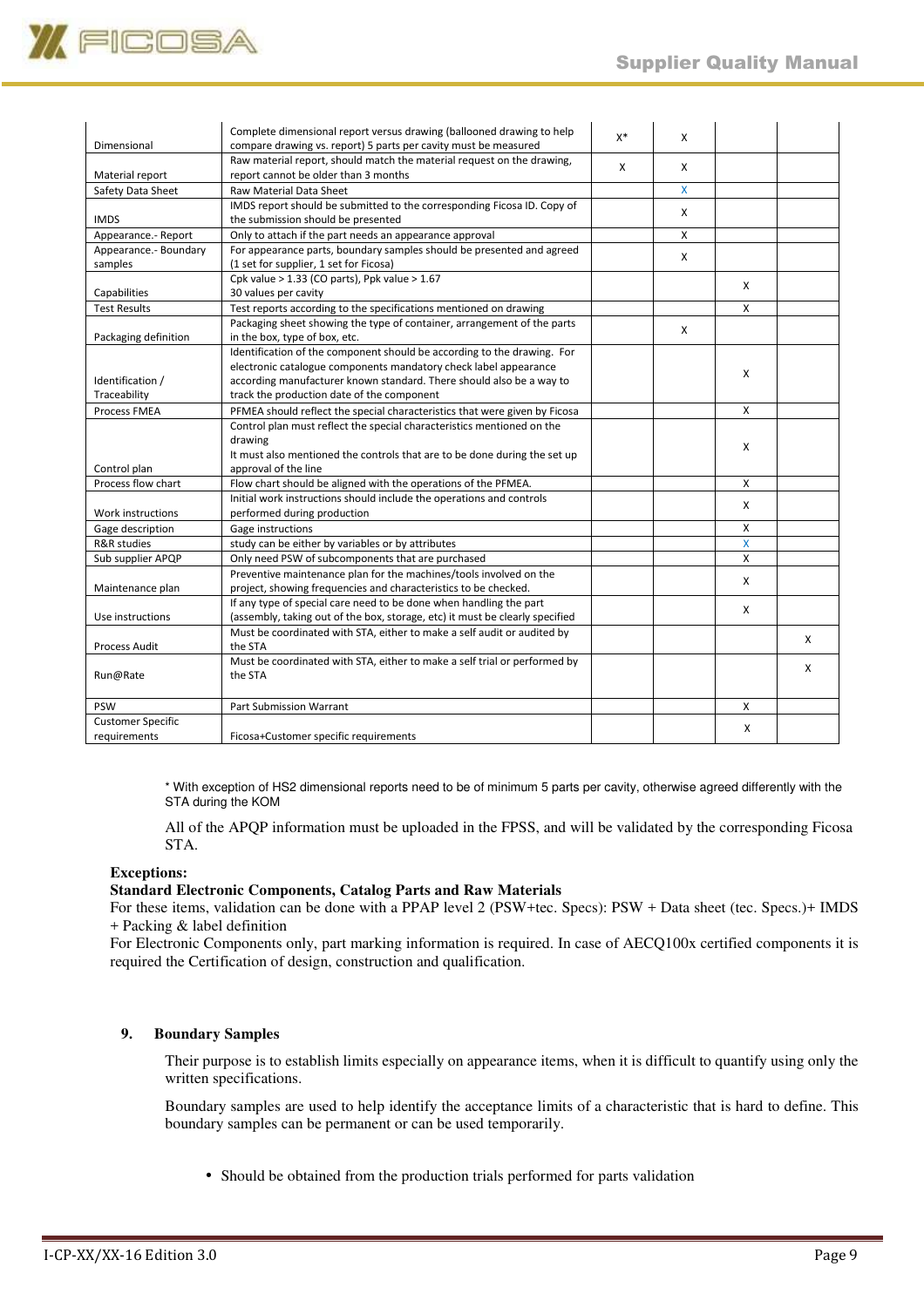| | | | | | |
|---|---|---|---|---|---|
| Dimensional | Complete dimensional report versus drawing (ballooned drawing to help compare drawing vs. report) 5 parts per cavity must be measured | X* | X | | |
| Material report | Raw material report, should match the material request on the drawing, report cannot be older than 3 months | X | X | | |
| Safety Data Sheet | Raw Material Data Sheet | | X | | |
| IMDS | IMDS report should be submitted to the corresponding Ficosa ID. Copy of the submission should be presented | | X | | |
| Appearance.- Report | Only to attach if the part needs an appearance approval | | X | | |
| Appearance.- Boundary samples | For appearance parts, boundary samples should be presented and agreed (1 set for supplier, 1 set for Ficosa) | | X | | |
| Capabilities | Cpk value > 1.33 (CO parts), Ppk value > 1.67<br>30 values per cavity | | | X | |
| Test Results | Test reports according to the specifications mentioned on drawing | | | X | |
| Packaging definition | Packaging sheet showing the type of container, arrangement of the parts in the box, type of box, etc. | | X | | |
| Identification / Traceability | Identification of the component should be according to the drawing. For electronic catalogue components mandatory check label appearance according manufacturer known standard. There should also be a way to track the production date of the component | | | X | |
| Process FMEA | PFMEA should reflect the special characteristics that were given by Ficosa | | | X | |
| Control plan | Control plan must reflect the special characteristics mentioned on the drawing<br>It must also mentioned the controls that are to be done during the set up approval of the line | | | X | |
| Process flow chart | Flow chart should be aligned with the operations of the PFMEA. | | | X | |
| Work instructions | Initial work instructions should include the operations and controls performed during production | | | X | |
| Gage description | Gage instructions | | | X | |
| R&R studies | study can be either by variables or by attributes | | | X | |
| Sub supplier APQP | Only need PSW of subcomponents that are purchased | | | X | |
| Maintenance plan | Preventive maintenance plan for the machines/tools involved on the project, showing frequencies and characteristics to be checked. | | | X | |
| Use instructions | If any type of special care need to be done when handling the part (assembly, taking out of the box, storage, etc) it must be clearly specified | | | X | |
| Process Audit | Must be coordinated with STA, either to make a self audit or audited by the STA | | | | X |
| Run@Rate | Must be coordinated with STA, either to make a self trial or performed by the STA | | | | X |
| PSW | Part Submission Warrant | | | X | |
| Customer Specific requirements | Ficosa+Customer specific requirements | | | X | |

\* With exception of HS2 dimensional reports need to be of minimum 5 parts per cavity, otherwise agreed differently with the STA during the KOM

All of the APQP information must be uploaded in the FPSS, and will be validated by the corresponding Ficosa STA.

**Exceptions:**
**Standard Electronic Components, Catalog Parts and Raw Materials**
For these items, validation can be done with a PPAP level 2 (PSW+tec. Specs): PSW + Data sheet (tec. Specs.)+ IMDS + Packing & label definition
For Electronic Components only, part marking information is required. In case of AECQ100x certified components it is required the Certification of design, construction and qualification.

## 9. Boundary Samples

Their purpose is to establish limits especially on appearance items, when it is difficult to quantify using only the written specifications.

Boundary samples are used to help identify the acceptance limits of a characteristic that is hard to define. This boundary samples can be permanent or can be used temporarily.

- Should be obtained from the production trials performed for parts validation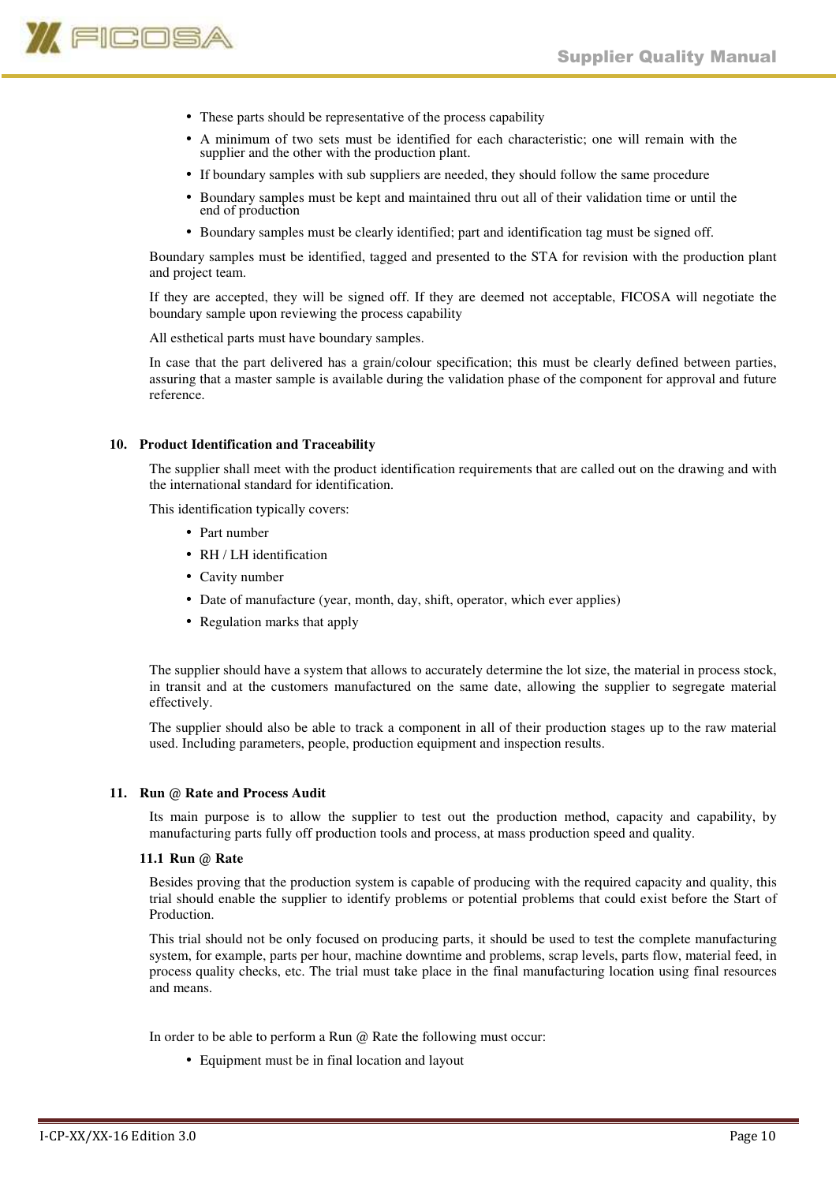- These parts should be representative of the process capability
- A minimum of two sets must be identified for each characteristic; one will remain with the supplier and the other with the production plant.
- If boundary samples with sub suppliers are needed, they should follow the same procedure
- Boundary samples must be kept and maintained thru out all of their validation time or until the end of production
- Boundary samples must be clearly identified; part and identification tag must be signed off.

Boundary samples must be identified, tagged and presented to the STA for revision with the production plant and project team.

If they are accepted, they will be signed off. If they are deemed not acceptable, FICOSA will negotiate the boundary sample upon reviewing the process capability

All esthetical parts must have boundary samples.

In case that the part delivered has a grain/colour specification; this must be clearly defined between parties, assuring that a master sample is available during the validation phase of the component for approval and future reference.

## 10. Product Identification and Traceability

The supplier shall meet with the product identification requirements that are called out on the drawing and with the international standard for identification.

This identification typically covers:

- Part number
- RH / LH identification
- Cavity number
- Date of manufacture (year, month, day, shift, operator, which ever applies)
- Regulation marks that apply

The supplier should have a system that allows to accurately determine the lot size, the material in process stock, in transit and at the customers manufactured on the same date, allowing the supplier to segregate material effectively.

The supplier should also be able to track a component in all of their production stages up to the raw material used. Including parameters, people, production equipment and inspection results.

## 11. Run @ Rate and Process Audit

Its main purpose is to allow the supplier to test out the production method, capacity and capability, by manufacturing parts fully off production tools and process, at mass production speed and quality.

### 11.1 Run @ Rate

Besides proving that the production system is capable of producing with the required capacity and quality, this trial should enable the supplier to identify problems or potential problems that could exist before the Start of Production.

This trial should not be only focused on producing parts, it should be used to test the complete manufacturing system, for example, parts per hour, machine downtime and problems, scrap levels, parts flow, material feed, in process quality checks, etc. The trial must take place in the final manufacturing location using final resources and means.

In order to be able to perform a Run @ Rate the following must occur:

- Equipment must be in final location and layout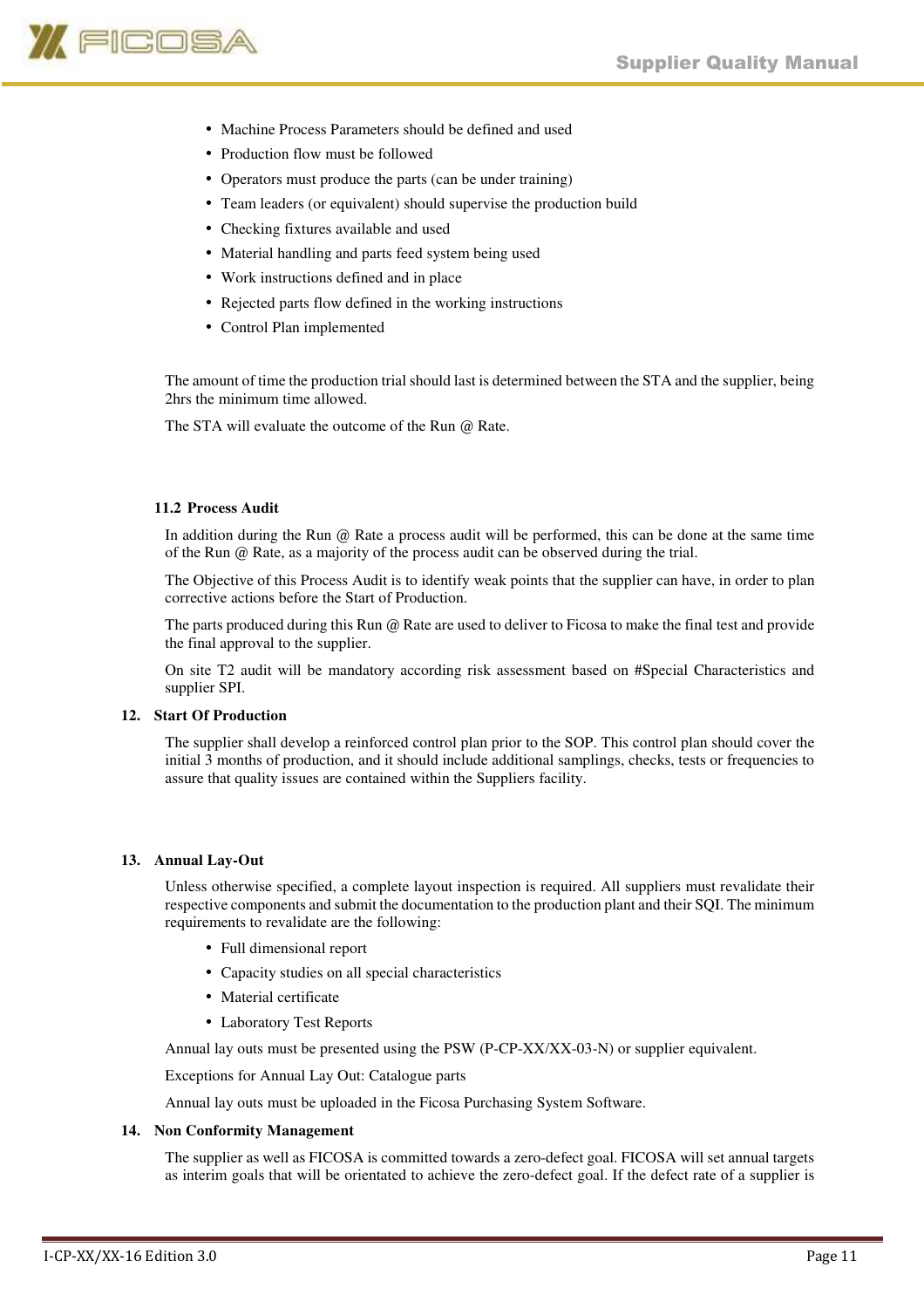- Machine Process Parameters should be defined and used
- Production flow must be followed
- Operators must produce the parts (can be under training)
- Team leaders (or equivalent) should supervise the production build
- Checking fixtures available and used
- Material handling and parts feed system being used
- Work instructions defined and in place
- Rejected parts flow defined in the working instructions
- Control Plan implemented

The amount of time the production trial should last is determined between the STA and the supplier, being 2hrs the minimum time allowed.

The STA will evaluate the outcome of the Run @ Rate.

### 11.2 Process Audit

In addition during the Run @ Rate a process audit will be performed, this can be done at the same time of the Run @ Rate, as a majority of the process audit can be observed during the trial.

The Objective of this Process Audit is to identify weak points that the supplier can have, in order to plan corrective actions before the Start of Production.

The parts produced during this Run @ Rate are used to deliver to Ficosa to make the final test and provide the final approval to the supplier.

On site T2 audit will be mandatory according risk assessment based on #Special Characteristics and supplier SPI.

## 12. Start Of Production

The supplier shall develop a reinforced control plan prior to the SOP. This control plan should cover the initial 3 months of production, and it should include additional samplings, checks, tests or frequencies to assure that quality issues are contained within the Suppliers facility.

## 13. Annual Lay-Out

Unless otherwise specified, a complete layout inspection is required. All suppliers must revalidate their respective components and submit the documentation to the production plant and their SQI. The minimum requirements to revalidate are the following:

- Full dimensional report
- Capacity studies on all special characteristics
- Material certificate
- Laboratory Test Reports

Annual lay outs must be presented using the PSW (P-CP-XX/XX-03-N) or supplier equivalent.

Exceptions for Annual Lay Out: Catalogue parts

Annual lay outs must be uploaded in the Ficosa Purchasing System Software.

## 14. Non Conformity Management

The supplier as well as FICOSA is committed towards a zero-defect goal. FICOSA will set annual targets as interim goals that will be orientated to achieve the zero-defect goal. If the defect rate of a supplier is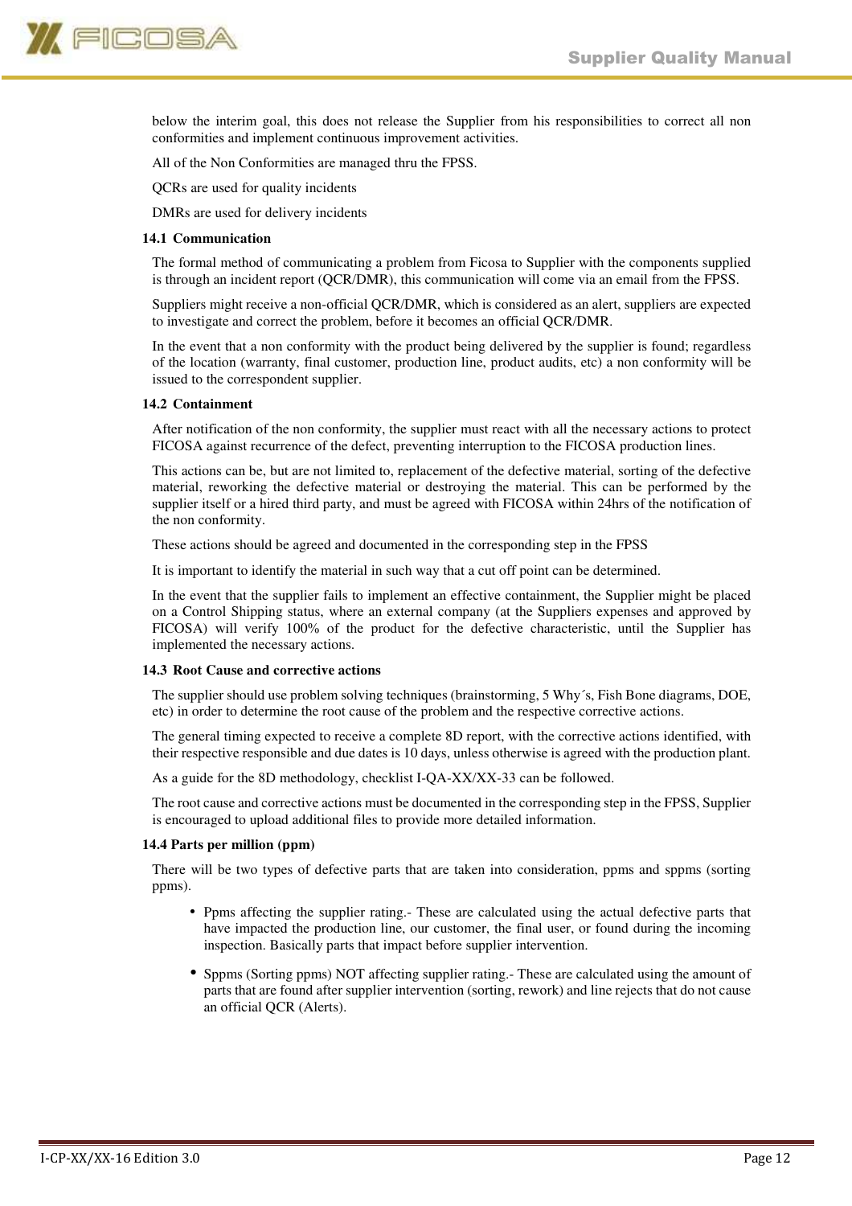below the interim goal, this does not release the Supplier from his responsibilities to correct all non conformities and implement continuous improvement activities.

All of the Non Conformities are managed thru the FPSS.

QCRs are used for quality incidents

DMRs are used for delivery incidents

### 14.1 Communication

The formal method of communicating a problem from Ficosa to Supplier with the components supplied is through an incident report (QCR/DMR), this communication will come via an email from the FPSS.

Suppliers might receive a non-official QCR/DMR, which is considered as an alert, suppliers are expected to investigate and correct the problem, before it becomes an official QCR/DMR.

In the event that a non conformity with the product being delivered by the supplier is found; regardless of the location (warranty, final customer, production line, product audits, etc) a non conformity will be issued to the correspondent supplier.

### 14.2 Containment

After notification of the non conformity, the supplier must react with all the necessary actions to protect FICOSA against recurrence of the defect, preventing interruption to the FICOSA production lines.

This actions can be, but are not limited to, replacement of the defective material, sorting of the defective material, reworking the defective material or destroying the material. This can be performed by the supplier itself or a hired third party, and must be agreed with FICOSA within 24hrs of the notification of the non conformity.

These actions should be agreed and documented in the corresponding step in the FPSS

It is important to identify the material in such way that a cut off point can be determined.

In the event that the supplier fails to implement an effective containment, the Supplier might be placed on a Control Shipping status, where an external company (at the Suppliers expenses and approved by FICOSA) will verify 100% of the product for the defective characteristic, until the Supplier has implemented the necessary actions.

### 14.3 Root Cause and corrective actions

The supplier should use problem solving techniques (brainstorming, 5 Why´s, Fish Bone diagrams, DOE, etc) in order to determine the root cause of the problem and the respective corrective actions.

The general timing expected to receive a complete 8D report, with the corrective actions identified, with their respective responsible and due dates is 10 days, unless otherwise is agreed with the production plant.

As a guide for the 8D methodology, checklist I-QA-XX/XX-33 can be followed.

The root cause and corrective actions must be documented in the corresponding step in the FPSS, Supplier is encouraged to upload additional files to provide more detailed information.

### 14.4 Parts per million (ppm)

There will be two types of defective parts that are taken into consideration, ppms and sppms (sorting ppms).

- Ppms affecting the supplier rating.- These are calculated using the actual defective parts that have impacted the production line, our customer, the final user, or found during the incoming inspection. Basically parts that impact before supplier intervention.
- Sppms (Sorting ppms) NOT affecting supplier rating.- These are calculated using the amount of parts that are found after supplier intervention (sorting, rework) and line rejects that do not cause an official QCR (Alerts).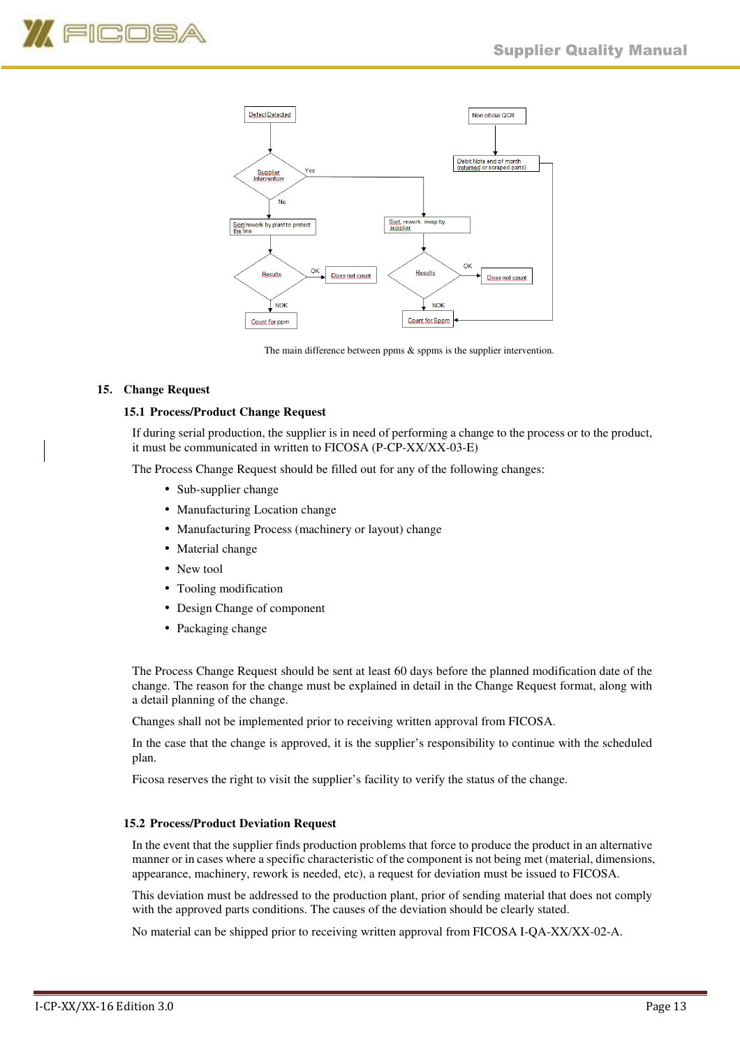Defect Detected

Supplier Intervention

Yes

No

Sort/rework by plant to protect the line

Results

OK

Does not count

NOK

Count for ppm

Non oficial QCR

Debit Note end of month (returned or scraped parts)

Sort, rework, swap by supplier

Results

OK

Does not count

NOK

Count for Sppm

The main difference between ppms & sppms is the supplier intervention.

## 15. Change Request

### 15.1 Process/Product Change Request

If during serial production, the supplier is in need of performing a change to the process or to the product, it must be communicated in written to FICOSA (P-CP-XX/XX-03-E)

The Process Change Request should be filled out for any of the following changes:

- Sub-supplier change
- Manufacturing Location change
- Manufacturing Process (machinery or layout) change
- Material change
- New tool
- Tooling modification
- Design Change of component
- Packaging change

The Process Change Request should be sent at least 60 days before the planned modification date of the change. The reason for the change must be explained in detail in the Change Request format, along with a detail planning of the change.

Changes shall not be implemented prior to receiving written approval from FICOSA.

In the case that the change is approved, it is the supplier's responsibility to continue with the scheduled plan.

Ficosa reserves the right to visit the supplier's facility to verify the status of the change.

### 15.2 Process/Product Deviation Request

In the event that the supplier finds production problems that force to produce the product in an alternative manner or in cases where a specific characteristic of the component is not being met (material, dimensions, appearance, machinery, rework is needed, etc), a request for deviation must be issued to FICOSA.

This deviation must be addressed to the production plant, prior of sending material that does not comply with the approved parts conditions. The causes of the deviation should be clearly stated.

No material can be shipped prior to receiving written approval from FICOSA I-QA-XX/XX-02-A.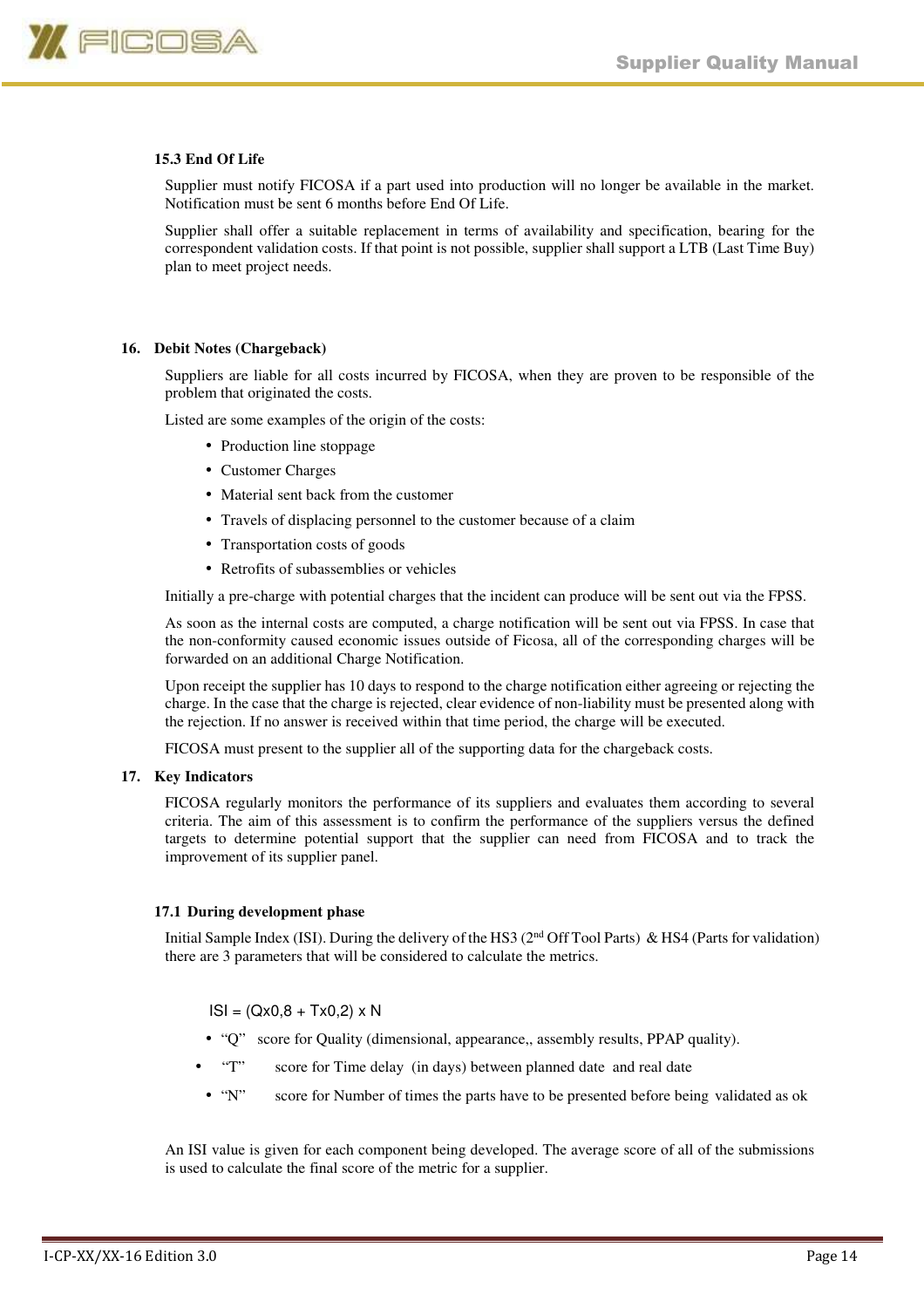### 15.3 End Of Life

Supplier must notify FICOSA if a part used into production will no longer be available in the market. Notification must be sent 6 months before End Of Life.

Supplier shall offer a suitable replacement in terms of availability and specification, bearing for the correspondent validation costs. If that point is not possible, supplier shall support a LTB (Last Time Buy) plan to meet project needs.

## 16. Debit Notes (Chargeback)

Suppliers are liable for all costs incurred by FICOSA, when they are proven to be responsible of the problem that originated the costs.

Listed are some examples of the origin of the costs:

- Production line stoppage
- Customer Charges
- Material sent back from the customer
- Travels of displacing personnel to the customer because of a claim
- Transportation costs of goods
- Retrofits of subassemblies or vehicles

Initially a pre-charge with potential charges that the incident can produce will be sent out via the FPSS.

As soon as the internal costs are computed, a charge notification will be sent out via FPSS. In case that the non-conformity caused economic issues outside of Ficosa, all of the corresponding charges will be forwarded on an additional Charge Notification.

Upon receipt the supplier has 10 days to respond to the charge notification either agreeing or rejecting the charge. In the case that the charge is rejected, clear evidence of non-liability must be presented along with the rejection. If no answer is received within that time period, the charge will be executed.

FICOSA must present to the supplier all of the supporting data for the chargeback costs.

## 17. Key Indicators

FICOSA regularly monitors the performance of its suppliers and evaluates them according to several criteria. The aim of this assessment is to confirm the performance of the suppliers versus the defined targets to determine potential support that the supplier can need from FICOSA and to track the improvement of its supplier panel.

### 17.1 During development phase

Initial Sample Index (ISI). During the delivery of the HS3 (2nd Off Tool Parts) & HS4 (Parts for validation) there are 3 parameters that will be considered to calculate the metrics.

$$ISI = (Qx0{,}8 + Tx0{,}2) \times N$$

- "Q" score for Quality (dimensional, appearance,, assembly results, PPAP quality).
- "T" score for Time delay (in days) between planned date and real date
- "N" score for Number of times the parts have to be presented before being validated as ok

An ISI value is given for each component being developed. The average score of all of the submissions is used to calculate the final score of the metric for a supplier.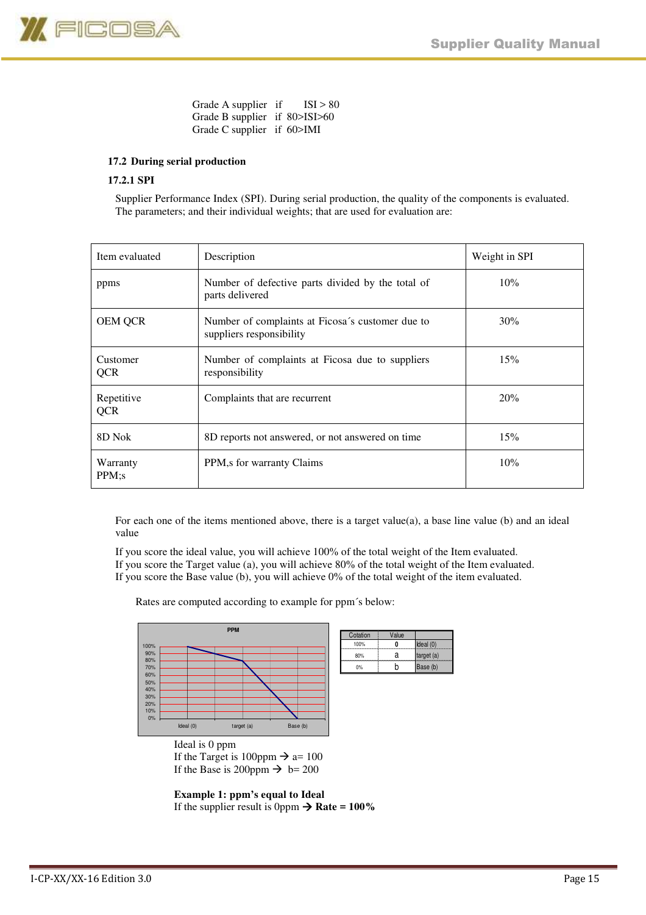Grade A supplier if ISI > 80
Grade B supplier if 80>ISI>60
Grade C supplier if 60>IMI

### 17.2 During serial production

#### 17.2.1 SPI

Supplier Performance Index (SPI). During serial production, the quality of the components is evaluated. The parameters; and their individual weights; that are used for evaluation are:

| Item evaluated | Description | Weight in SPI |
|---|---|---|
| ppms | Number of defective parts divided by the total of parts delivered | 10% |
| OEM QCR | Number of complaints at Ficosa´s customer due to suppliers responsibility | 30% |
| Customer QCR | Number of complaints at Ficosa due to suppliers responsibility | 15% |
| Repetitive QCR | Complaints that are recurrent | 20% |
| 8D Nok | 8D reports not answered, or not answered on time | 15% |
| Warranty PPM;s | PPM,s for warranty Claims | 10% |

For each one of the items mentioned above, there is a target value(a), a base line value (b) and an ideal value

If you score the ideal value, you will achieve 100% of the total weight of the Item evaluated.
If you score the Target value (a), you will achieve 80% of the total weight of the Item evaluated.
If you score the Base value (b), you will achieve 0% of the total weight of the item evaluated.

Rates are computed according to example for ppm´s below:

| Cotation | Value | |
|---|---|---|
| 100% | 0 | Ideal (0) |
| 80% | a | target (a) |
| 0% | b | Base (b) |

Ideal is 0 ppm
If the Target is 100ppm → a= 100
If the Base is 200ppm → b= 200

**Example 1: ppm's equal to Ideal**
If the supplier result is 0ppm → **Rate = 100%**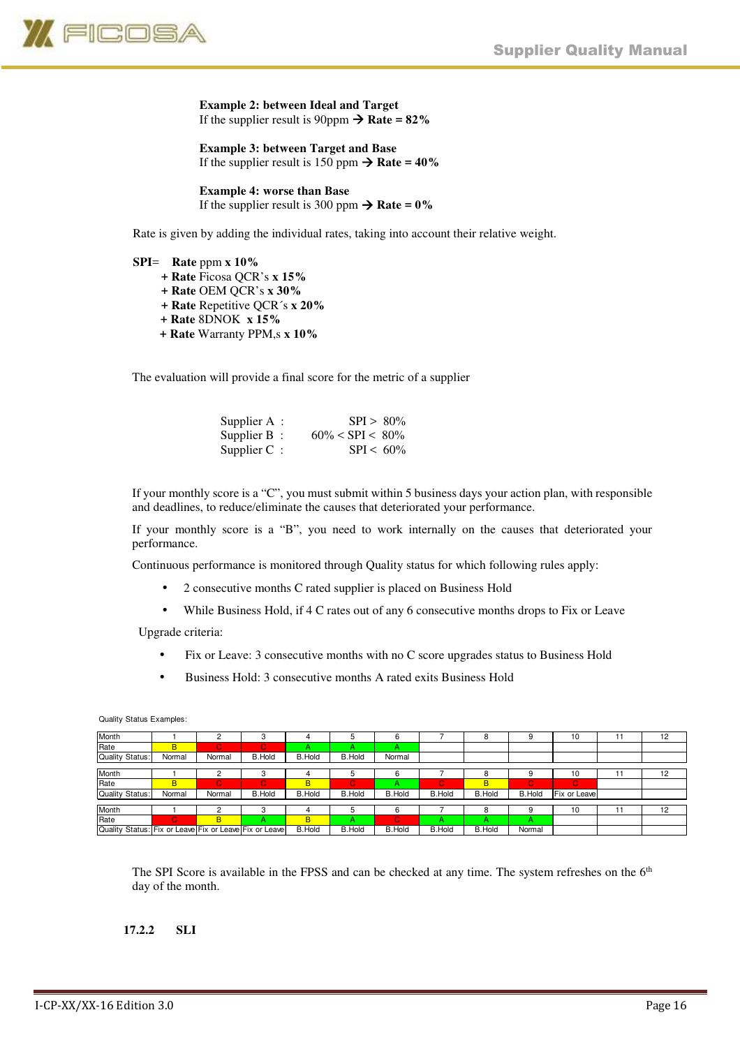**Example 2: between Ideal and Target**
If the supplier result is 90ppm → **Rate = 82%**

**Example 3: between Target and Base**
If the supplier result is 150 ppm → **Rate = 40%**

**Example 4: worse than Base**
If the supplier result is 300 ppm → **Rate = 0%**

Rate is given by adding the individual rates, taking into account their relative weight.

**SPI**= **Rate** ppm **x 10%**
**+ Rate** Ficosa QCR's **x 15%**
**+ Rate** OEM QCR's **x 30%**
**+ Rate** Repetitive QCR´s **x 20%**
**+ Rate** 8DNOK **x 15%**
**+ Rate** Warranty PPM,s **x 10%**

The evaluation will provide a final score for the metric of a supplier

Supplier A : SPI > 80%
Supplier B : 60% < SPI < 80%
Supplier C : SPI < 60%

If your monthly score is a "C", you must submit within 5 business days your action plan, with responsible and deadlines, to reduce/eliminate the causes that deteriorated your performance.

If your monthly score is a "B", you need to work internally on the causes that deteriorated your performance.

Continuous performance is monitored through Quality status for which following rules apply:

- 2 consecutive months C rated supplier is placed on Business Hold
- While Business Hold, if 4 C rates out of any 6 consecutive months drops to Fix or Leave

Upgrade criteria:

- Fix or Leave: 3 consecutive months with no C score upgrades status to Business Hold
- Business Hold: 3 consecutive months A rated exits Business Hold

Quality Status Examples:

| Month | 1 | 2 | 3 | 4 | 5 | 6 | 7 | 8 | 9 | 10 | 11 | 12 |
|---|---|---|---|---|---|---|---|---|---|---|---|---|
| Rate | B | C | C | A | A | A | | | | | | |
| Quality Status: | Normal | Normal | B.Hold | B.Hold | B.Hold | Normal | | | | | | |

| Month | 1 | 2 | 3 | 4 | 5 | 6 | 7 | 8 | 9 | 10 | 11 | 12 |
|---|---|---|---|---|---|---|---|---|---|---|---|---|
| Rate | B | C | C | B | C | A | C | B | C | C | | |
| Quality Status: | Normal | Normal | B.Hold | B.Hold | B.Hold | B.Hold | B.Hold | B.Hold | B.Hold | Fix or Leave | | |

| Month | 1 | 2 | 3 | 4 | 5 | 6 | 7 | 8 | 9 | 10 | 11 | 12 |
|---|---|---|---|---|---|---|---|---|---|---|---|---|
| Rate | C | B | A | B | A | C | A | A | A | | | |
| Quality Status: | Fix or Leave | Fix or Leave | Fix or Leave | B.Hold | B.Hold | B.Hold | B.Hold | B.Hold | Normal | | | |

The SPI Score is available in the FPSS and can be checked at any time. The system refreshes on the 6th day of the month.

### 17.2.2 SLI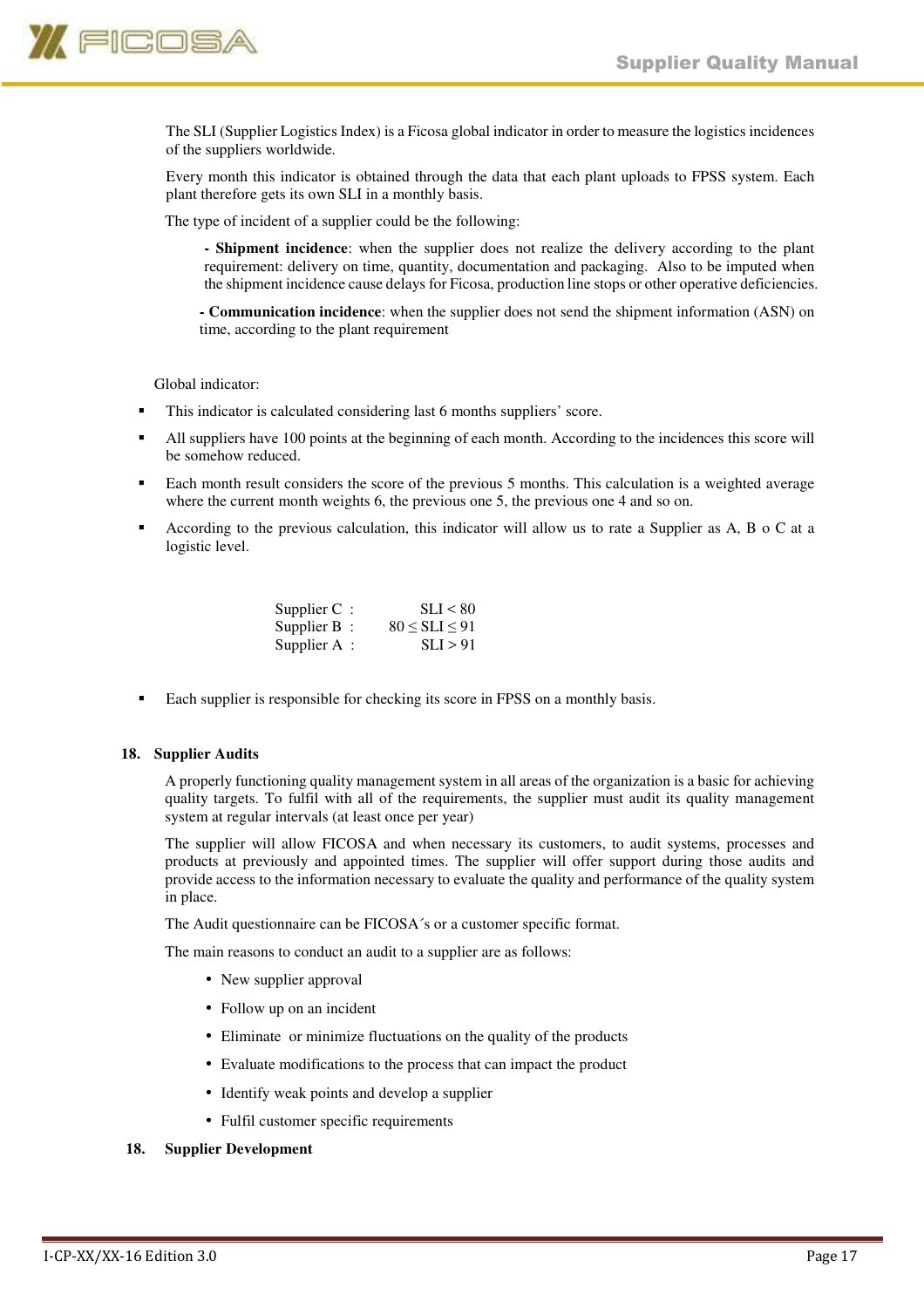The SLI (Supplier Logistics Index) is a Ficosa global indicator in order to measure the logistics incidences of the suppliers worldwide.

Every month this indicator is obtained through the data that each plant uploads to FPSS system. Each plant therefore gets its own SLI in a monthly basis.

The type of incident of a supplier could be the following:

**- Shipment incidence**: when the supplier does not realize the delivery according to the plant requirement: delivery on time, quantity, documentation and packaging. Also to be imputed when the shipment incidence cause delays for Ficosa, production line stops or other operative deficiencies.

**- Communication incidence**: when the supplier does not send the shipment information (ASN) on time, according to the plant requirement

Global indicator:

- This indicator is calculated considering last 6 months suppliers' score.
- All suppliers have 100 points at the beginning of each month. According to the incidences this score will be somehow reduced.
- Each month result considers the score of the previous 5 months. This calculation is a weighted average where the current month weights 6, the previous one 5, the previous one 4 and so on.
- According to the previous calculation, this indicator will allow us to rate a Supplier as A, B o C at a logistic level.

| | |
|---|---|
| Supplier C : | $SLI < 80$ |
| Supplier B : | $80 \leq SLI \leq 91$ |
| Supplier A : | $SLI > 91$ |

- Each supplier is responsible for checking its score in FPSS on a monthly basis.

## 18. Supplier Audits

A properly functioning quality management system in all areas of the organization is a basic for achieving quality targets. To fulfil with all of the requirements, the supplier must audit its quality management system at regular intervals (at least once per year)

The supplier will allow FICOSA and when necessary its customers, to audit systems, processes and products at previously and appointed times. The supplier will offer support during those audits and provide access to the information necessary to evaluate the quality and performance of the quality system in place.

The Audit questionnaire can be FICOSA´s or a customer specific format.

The main reasons to conduct an audit to a supplier are as follows:

- New supplier approval
- Follow up on an incident
- Eliminate or minimize fluctuations on the quality of the products
- Evaluate modifications to the process that can impact the product
- Identify weak points and develop a supplier
- Fulfil customer specific requirements

## 18. Supplier Development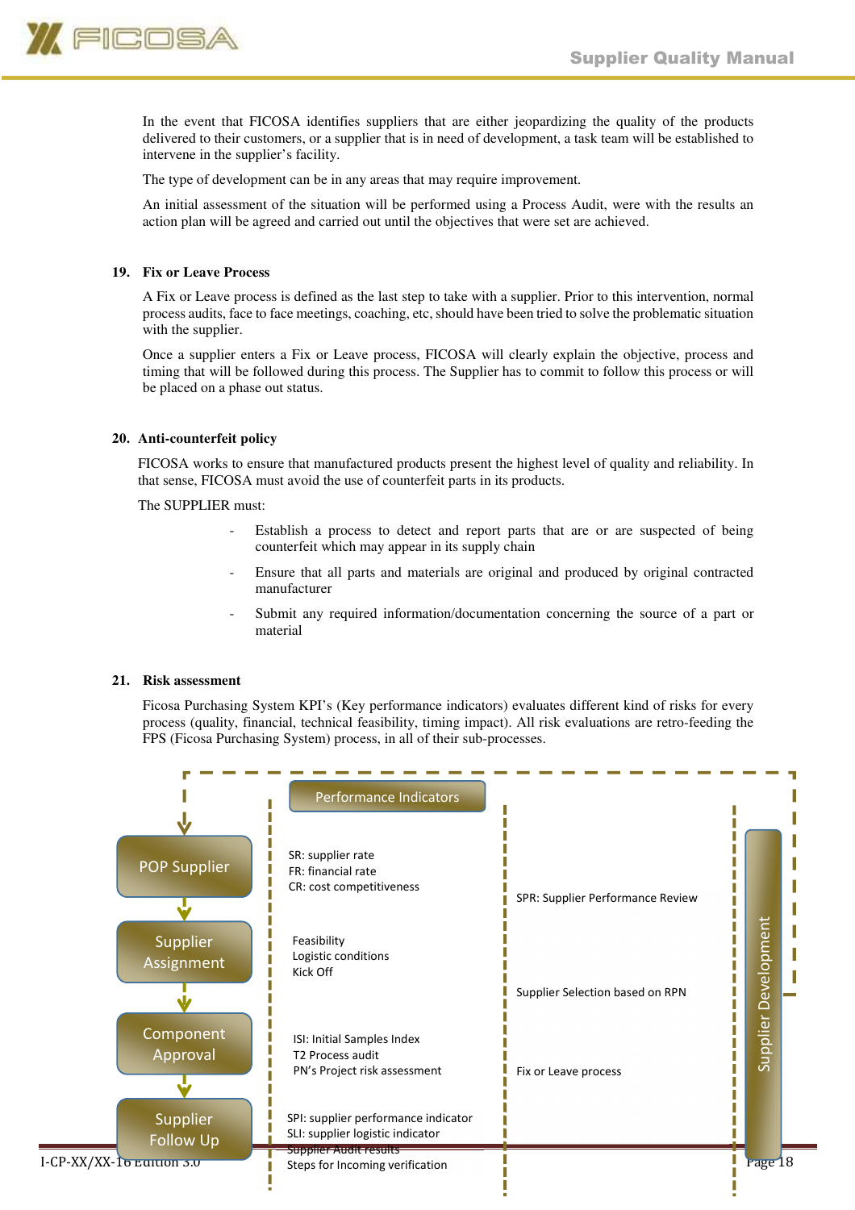In the event that FICOSA identifies suppliers that are either jeopardizing the quality of the products delivered to their customers, or a supplier that is in need of development, a task team will be established to intervene in the supplier's facility.

The type of development can be in any areas that may require improvement.

An initial assessment of the situation will be performed using a Process Audit, were with the results an action plan will be agreed and carried out until the objectives that were set are achieved.

## 19. Fix or Leave Process

A Fix or Leave process is defined as the last step to take with a supplier. Prior to this intervention, normal process audits, face to face meetings, coaching, etc, should have been tried to solve the problematic situation with the supplier.

Once a supplier enters a Fix or Leave process, FICOSA will clearly explain the objective, process and timing that will be followed during this process. The Supplier has to commit to follow this process or will be placed on a phase out status.

## 20. Anti-counterfeit policy

FICOSA works to ensure that manufactured products present the highest level of quality and reliability. In that sense, FICOSA must avoid the use of counterfeit parts in its products.

The SUPPLIER must:

- Establish a process to detect and report parts that are or are suspected of being counterfeit which may appear in its supply chain
- Ensure that all parts and materials are original and produced by original contracted manufacturer
- Submit any required information/documentation concerning the source of a part or material

## 21. Risk assessment

Ficosa Purchasing System KPI's (Key performance indicators) evaluates different kind of risks for every process (quality, financial, technical feasibility, timing impact). All risk evaluations are retro-feeding the FPS (Ficosa Purchasing System) process, in all of their sub-processes.

POP Supplier
Supplier Assignment
Component Approval
Supplier Follow Up

Performance Indicators

SR: supplier rate
FR: financial rate
CR: cost competitiveness

Feasibility
Logistic conditions
Kick Off

ISI: Initial Samples Index
T2 Process audit
PN's Project risk assessment

SPI: supplier performance indicator
SLI: supplier logistic indicator
Supplier Audit results
Steps for Incoming verification

SPR: Supplier Performance Review
Supplier Selection based on RPN
Fix or Leave process

Supplier Development